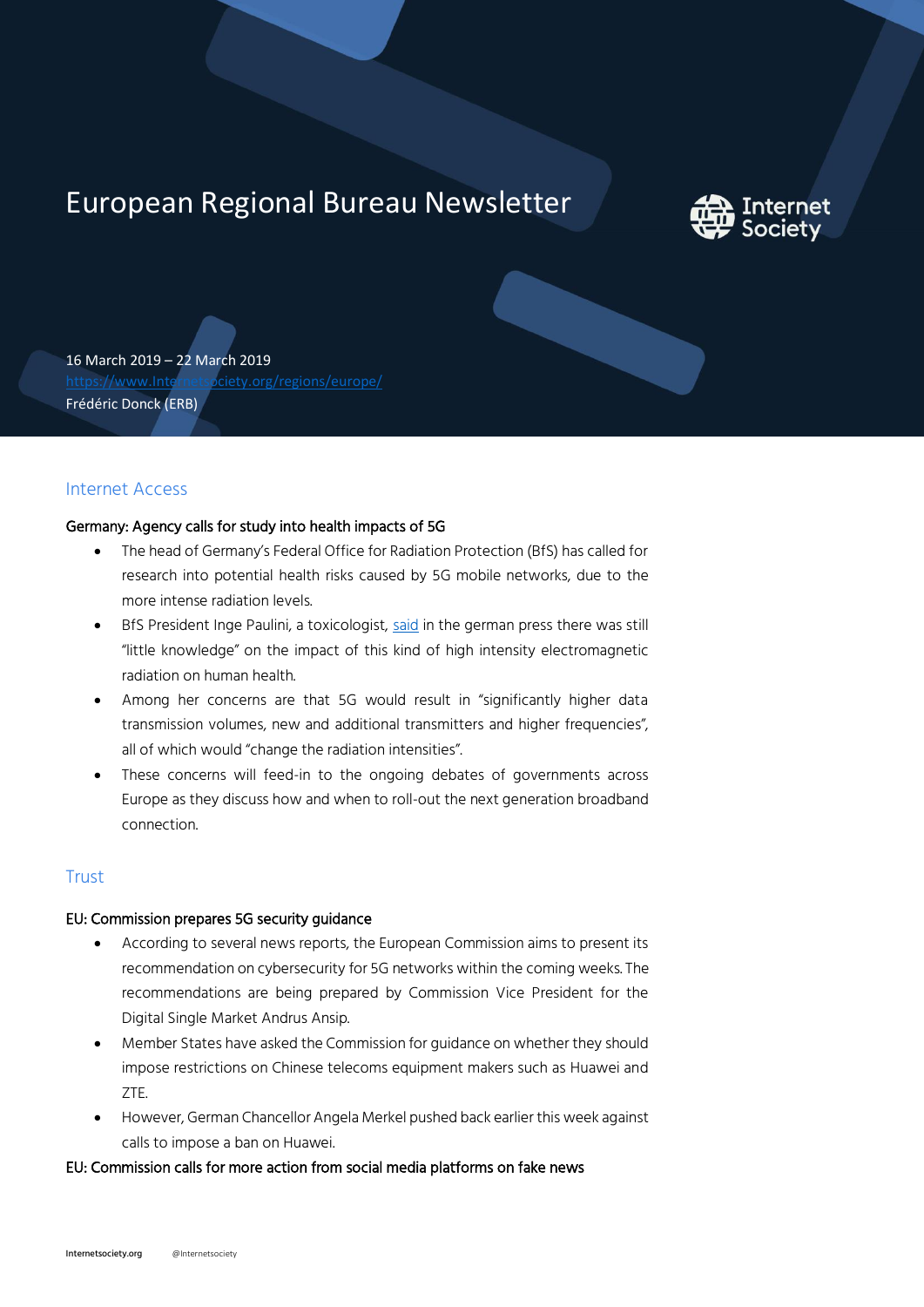# European Regional Bureau Newsletter

16 March 2019 – 22 March 2019
[https://www.Internetsociety.org/regions/europe/](https://www.Internetsociety.org/regions/europe/)
Frédéric Donck (ERB)

## Internet Access

### Germany: Agency calls for study into health impacts of 5G

- The head of Germany's Federal Office for Radiation Protection (BfS) has called for research into potential health risks caused by 5G mobile networks, due to the more intense radiation levels.
- BfS President Inge Paulini, a toxicologist, said in the german press there was still "little knowledge" on the impact of this kind of high intensity electromagnetic radiation on human health.
- Among her concerns are that 5G would result in "significantly higher data transmission volumes, new and additional transmitters and higher frequencies", all of which would "change the radiation intensities".
- These concerns will feed-in to the ongoing debates of governments across Europe as they discuss how and when to roll-out the next generation broadband connection.

## Trust

### EU: Commission prepares 5G security guidance

- According to several news reports, the European Commission aims to present its recommendation on cybersecurity for 5G networks within the coming weeks. The recommendations are being prepared by Commission Vice President for the Digital Single Market Andrus Ansip.
- Member States have asked the Commission for guidance on whether they should impose restrictions on Chinese telecoms equipment makers such as Huawei and ZTE.
- However, German Chancellor Angela Merkel pushed back earlier this week against calls to impose a ban on Huawei.

### EU: Commission calls for more action from social media platforms on fake news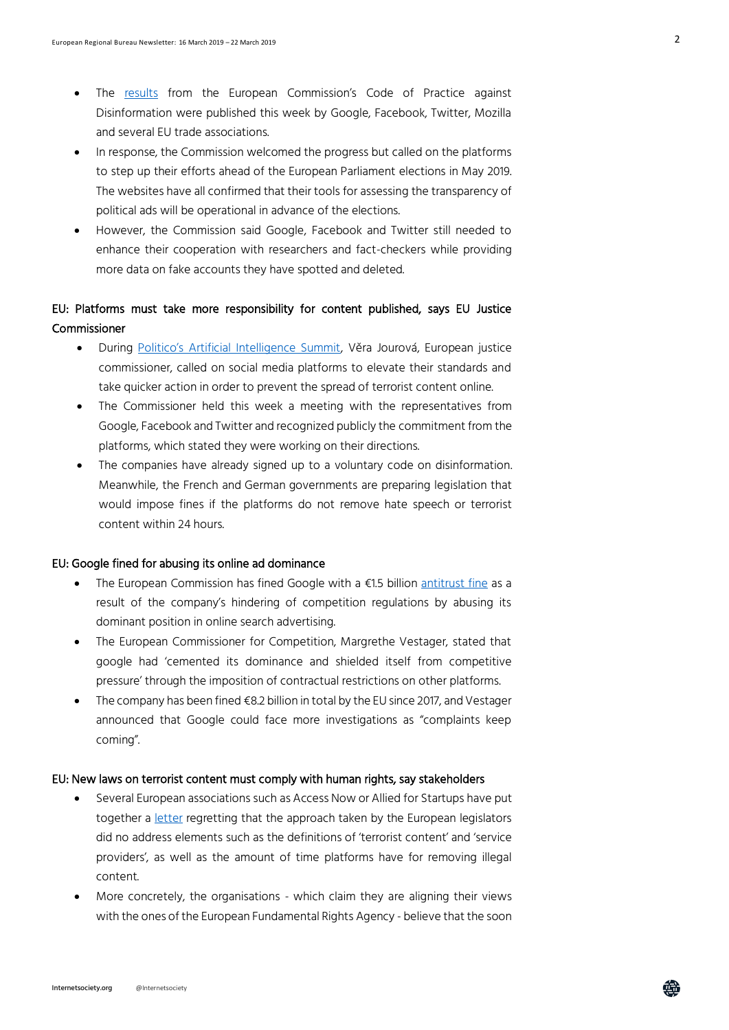- The [results](#) from the European Commission's Code of Practice against Disinformation were published this week by Google, Facebook, Twitter, Mozilla and several EU trade associations.
- In response, the Commission welcomed the progress but called on the platforms to step up their efforts ahead of the European Parliament elections in May 2019. The websites have all confirmed that their tools for assessing the transparency of political ads will be operational in advance of the elections.
- However, the Commission said Google, Facebook and Twitter still needed to enhance their cooperation with researchers and fact-checkers while providing more data on fake accounts they have spotted and deleted.

### EU: Platforms must take more responsibility for content published, says EU Justice Commissioner

- During [Politico's Artificial Intelligence Summit](#), Věra Jourová, European justice commissioner, called on social media platforms to elevate their standards and take quicker action in order to prevent the spread of terrorist content online.
- The Commissioner held this week a meeting with the representatives from Google, Facebook and Twitter and recognized publicly the commitment from the platforms, which stated they were working on their directions.
- The companies have already signed up to a voluntary code on disinformation. Meanwhile, the French and German governments are preparing legislation that would impose fines if the platforms do not remove hate speech or terrorist content within 24 hours.

### EU: Google fined for abusing its online ad dominance

- The European Commission has fined Google with a €1.5 billion [antitrust fine](#) as a result of the company's hindering of competition regulations by abusing its dominant position in online search advertising.
- The European Commissioner for Competition, Margrethe Vestager, stated that google had 'cemented its dominance and shielded itself from competitive pressure' through the imposition of contractual restrictions on other platforms.
- The company has been fined €8.2 billion in total by the EU since 2017, and Vestager announced that Google could face more investigations as "complaints keep coming".

### EU: New laws on terrorist content must comply with human rights, say stakeholders

- Several European associations such as Access Now or Allied for Startups have put together a [letter](#) regretting that the approach taken by the European legislators did no address elements such as the definitions of 'terrorist content' and 'service providers', as well as the amount of time platforms have for removing illegal content.
- More concretely, the organisations - which claim they are aligning their views with the ones of the European Fundamental Rights Agency - believe that the soon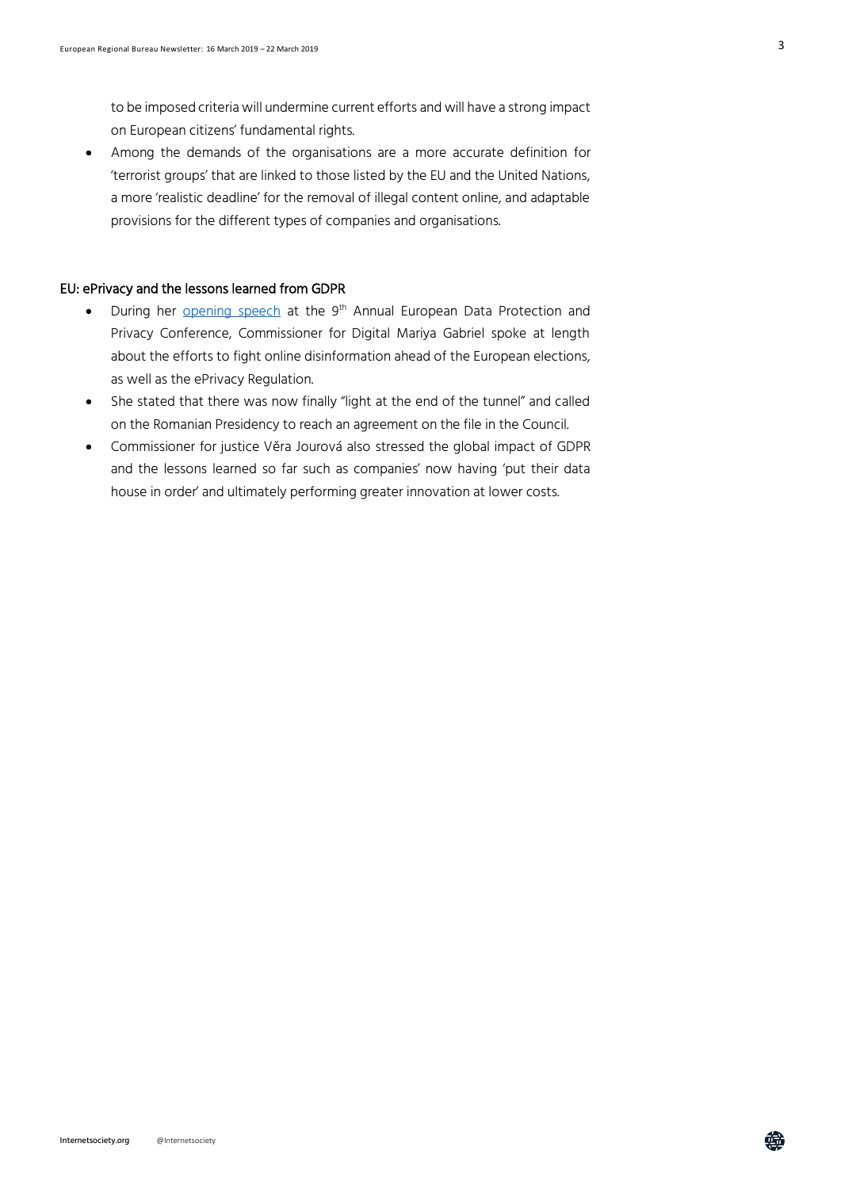to be imposed criteria will undermine current efforts and will have a strong impact on European citizens' fundamental rights.

- Among the demands of the organisations are a more accurate definition for 'terrorist groups' that are linked to those listed by the EU and the United Nations, a more 'realistic deadline' for the removal of illegal content online, and adaptable provisions for the different types of companies and organisations.

## EU: ePrivacy and the lessons learned from GDPR

- During her opening speech at the 9th Annual European Data Protection and Privacy Conference, Commissioner for Digital Mariya Gabriel spoke at length about the efforts to fight online disinformation ahead of the European elections, as well as the ePrivacy Regulation.
- She stated that there was now finally "light at the end of the tunnel" and called on the Romanian Presidency to reach an agreement on the file in the Council.
- Commissioner for justice Věra Jourová also stressed the global impact of GDPR and the lessons learned so far such as companies' now having 'put their data house in order' and ultimately performing greater innovation at lower costs.